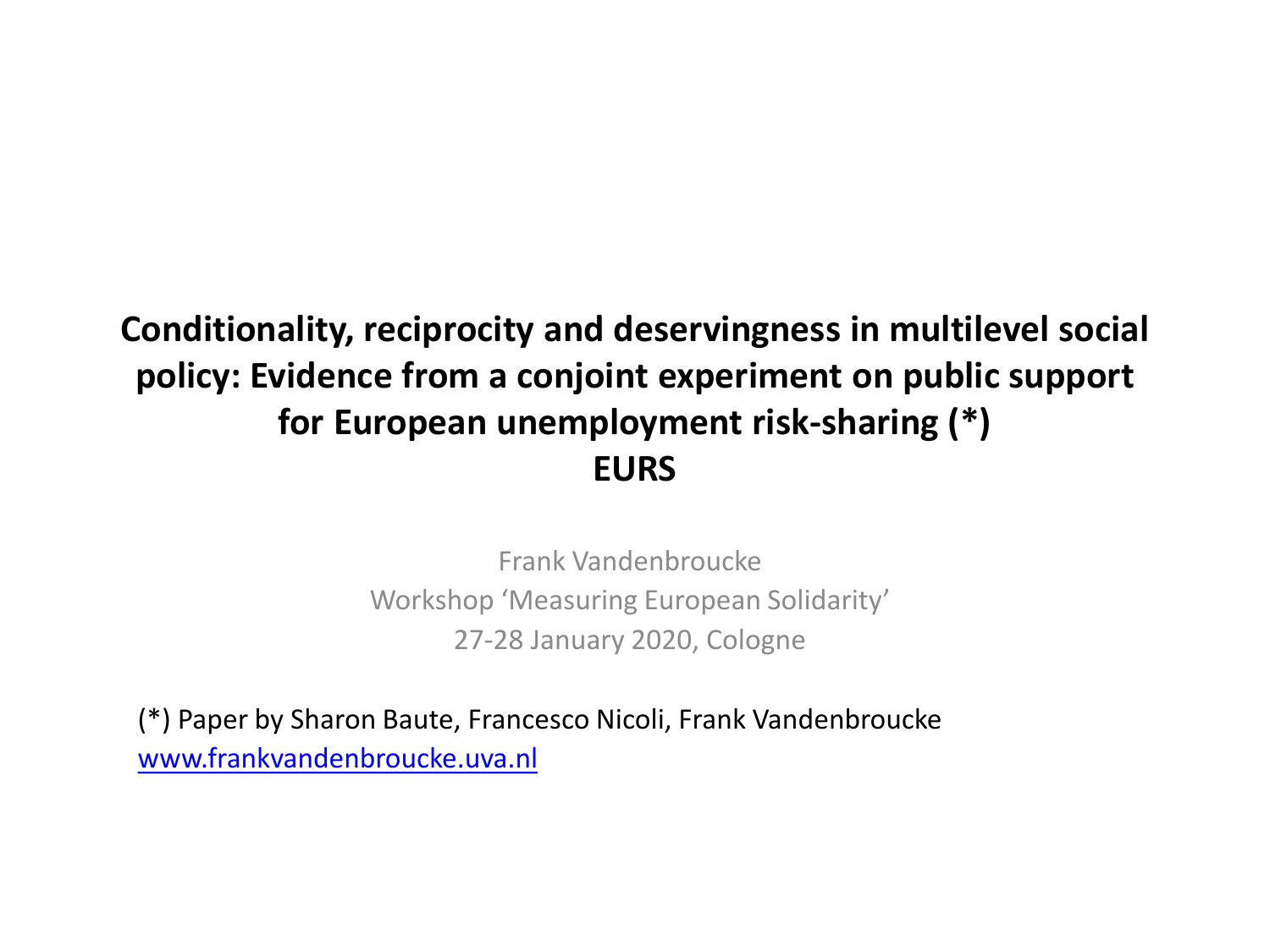# Conditionality, reciprocity and deservingness in multilevel social policy: Evidence from a conjoint experiment on public support for European unemployment risk-sharing (*)
# EURS

Frank Vandenbroucke

Workshop 'Measuring European Solidarity'

27-28 January 2020, Cologne

(*) Paper by Sharon Baute, Francesco Nicoli, Frank Vandenbroucke
[www.frankvandenbroucke.uva.nl](http://www.frankvandenbroucke.uva.nl)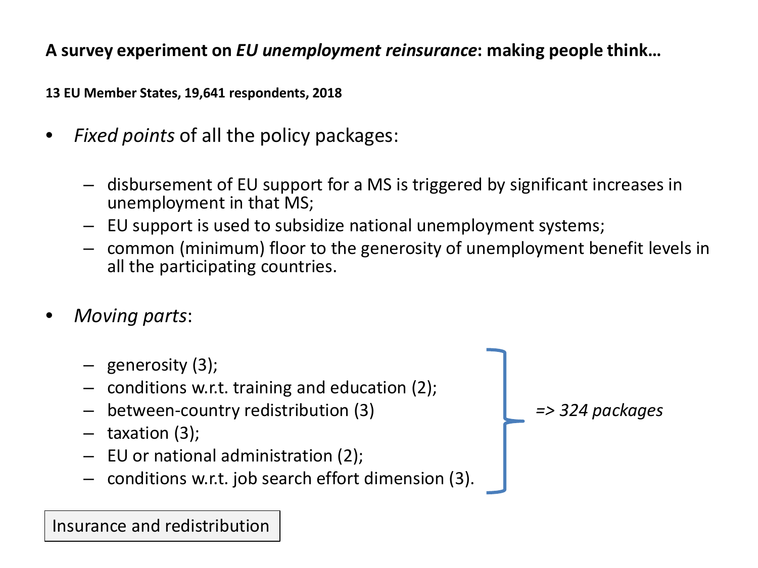**A survey experiment on *EU unemployment reinsurance*: making people think…**

**13 EU Member States, 19,641 respondents, 2018**

- *Fixed points* of all the policy packages:
  - disbursement of EU support for a MS is triggered by significant increases in unemployment in that MS;
  - EU support is used to subsidize national unemployment systems;
  - common (minimum) floor to the generosity of unemployment benefit levels in all the participating countries.

- *Moving parts*:
  - generosity (3);
  - conditions w.r.t. training and education (2);
  - between-country redistribution (3)
  - taxation (3);
  - EU or national administration (2);
  - conditions w.r.t. job search effort dimension (3).

  *=> 324 packages*

Insurance and redistribution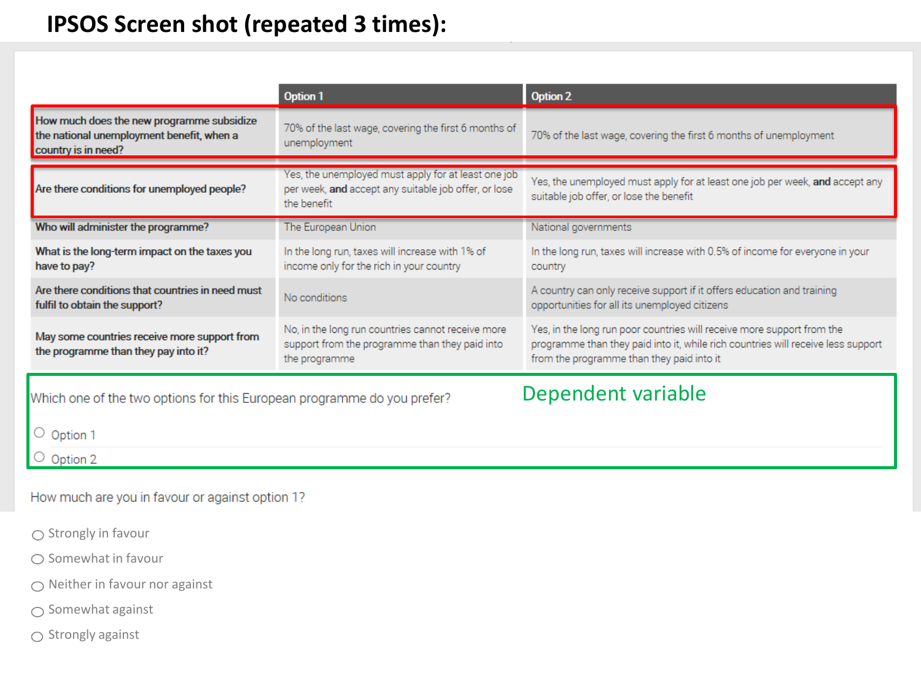# IPSOS Screen shot (repeated 3 times):

| | Option 1 | Option 2 |
|---|---|---|
| How much does the new programme subsidize the national unemployment benefit, when a country is in need? | 70% of the last wage, covering the first 6 months of unemployment | 70% of the last wage, covering the first 6 months of unemployment |
| Are there conditions for unemployed people? | Yes, the unemployed must apply for at least one job per week, **and** accept any suitable job offer, or lose the benefit | Yes, the unemployed must apply for at least one job per week, **and** accept any suitable job offer, or lose the benefit |
| Who will administer the programme? | The European Union | National governments |
| What is the long-term impact on the taxes you have to pay? | In the long run, taxes will increase with 1% of income only for the rich in your country | In the long run, taxes will increase with 0.5% of income for everyone in your country |
| Are there conditions that countries in need must fulfil to obtain the support? | No conditions | A country can only receive support if it offers education and training opportunities for all its unemployed citizens |
| May some countries receive more support from the programme than they pay into it? | No, in the long run countries cannot receive more support from the programme than they paid into the programme | Yes, in the long run poor countries will receive more support from the programme than they paid into it, while rich countries will receive less support from the programme than they paid into it |

Which one of the two options for this European programme do you prefer?

Dependent variable

- Option 1
- Option 2

How much are you in favour or against option 1?

- Strongly in favour
- Somewhat in favour
- Neither in favour nor against
- Somewhat against
- Strongly against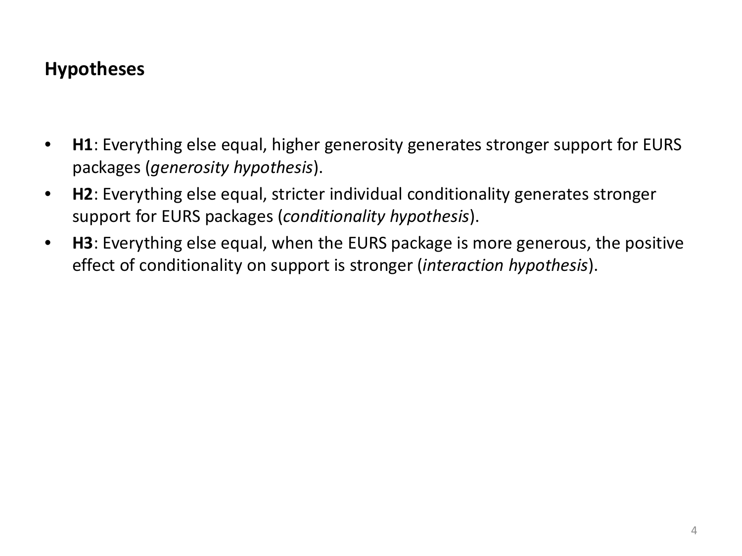## Hypotheses

- **H1**: Everything else equal, higher generosity generates stronger support for EURS packages (*generosity hypothesis*).
- **H2**: Everything else equal, stricter individual conditionality generates stronger support for EURS packages (*conditionality hypothesis*).
- **H3**: Everything else equal, when the EURS package is more generous, the positive effect of conditionality on support is stronger (*interaction hypothesis*).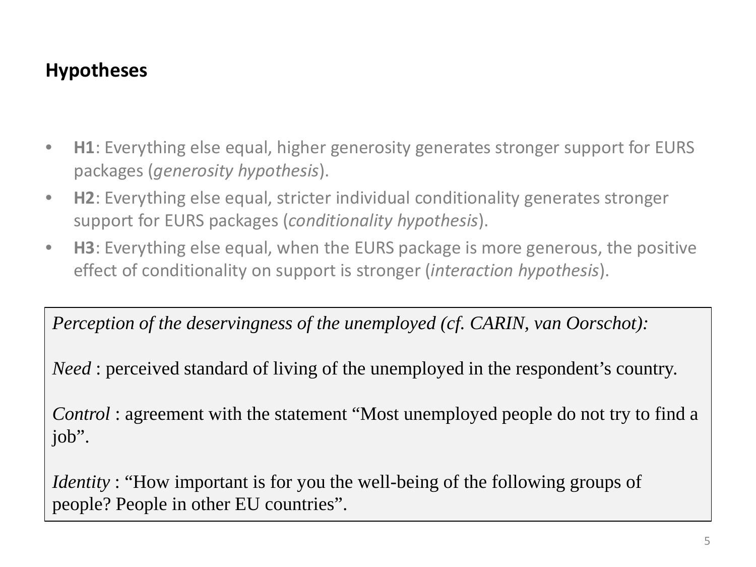## Hypotheses

- **H1**: Everything else equal, higher generosity generates stronger support for EURS packages (*generosity hypothesis*).
- **H2**: Everything else equal, stricter individual conditionality generates stronger support for EURS packages (*conditionality hypothesis*).
- **H3**: Everything else equal, when the EURS package is more generous, the positive effect of conditionality on support is stronger (*interaction hypothesis*).

*Perception of the deservingness of the unemployed (cf. CARIN, van Oorschot):*

*Need* : perceived standard of living of the unemployed in the respondent's country.

*Control* : agreement with the statement "Most unemployed people do not try to find a job".

*Identity* : "How important is for you the well-being of the following groups of people? People in other EU countries".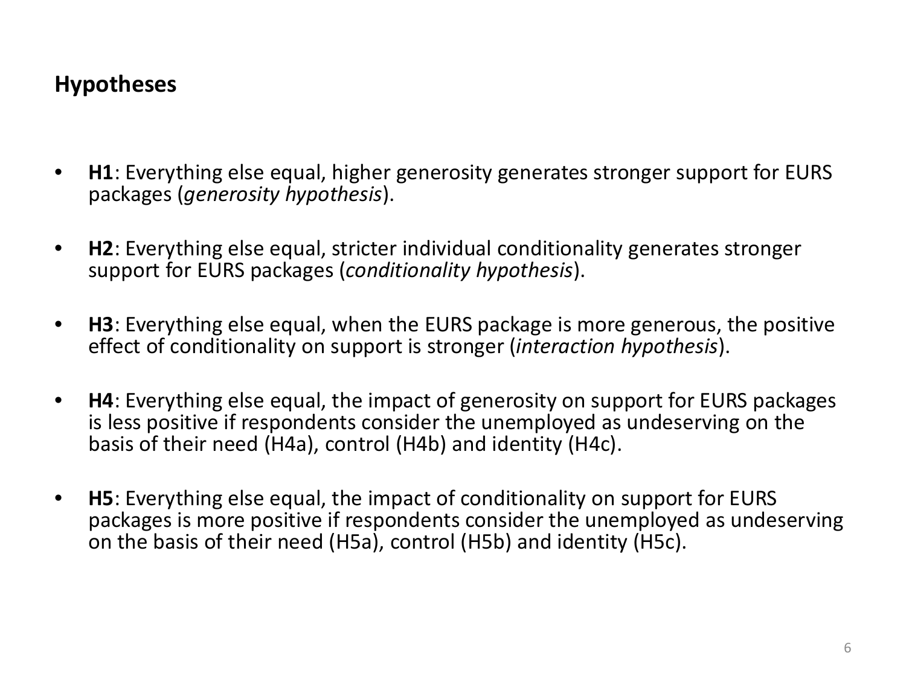## Hypotheses

- **H1**: Everything else equal, higher generosity generates stronger support for EURS packages (*generosity hypothesis*).
- **H2**: Everything else equal, stricter individual conditionality generates stronger support for EURS packages (*conditionality hypothesis*).
- **H3**: Everything else equal, when the EURS package is more generous, the positive effect of conditionality on support is stronger (*interaction hypothesis*).
- **H4**: Everything else equal, the impact of generosity on support for EURS packages is less positive if respondents consider the unemployed as undeserving on the basis of their need (H4a), control (H4b) and identity (H4c).
- **H5**: Everything else equal, the impact of conditionality on support for EURS packages is more positive if respondents consider the unemployed as undeserving on the basis of their need (H5a), control (H5b) and identity (H5c).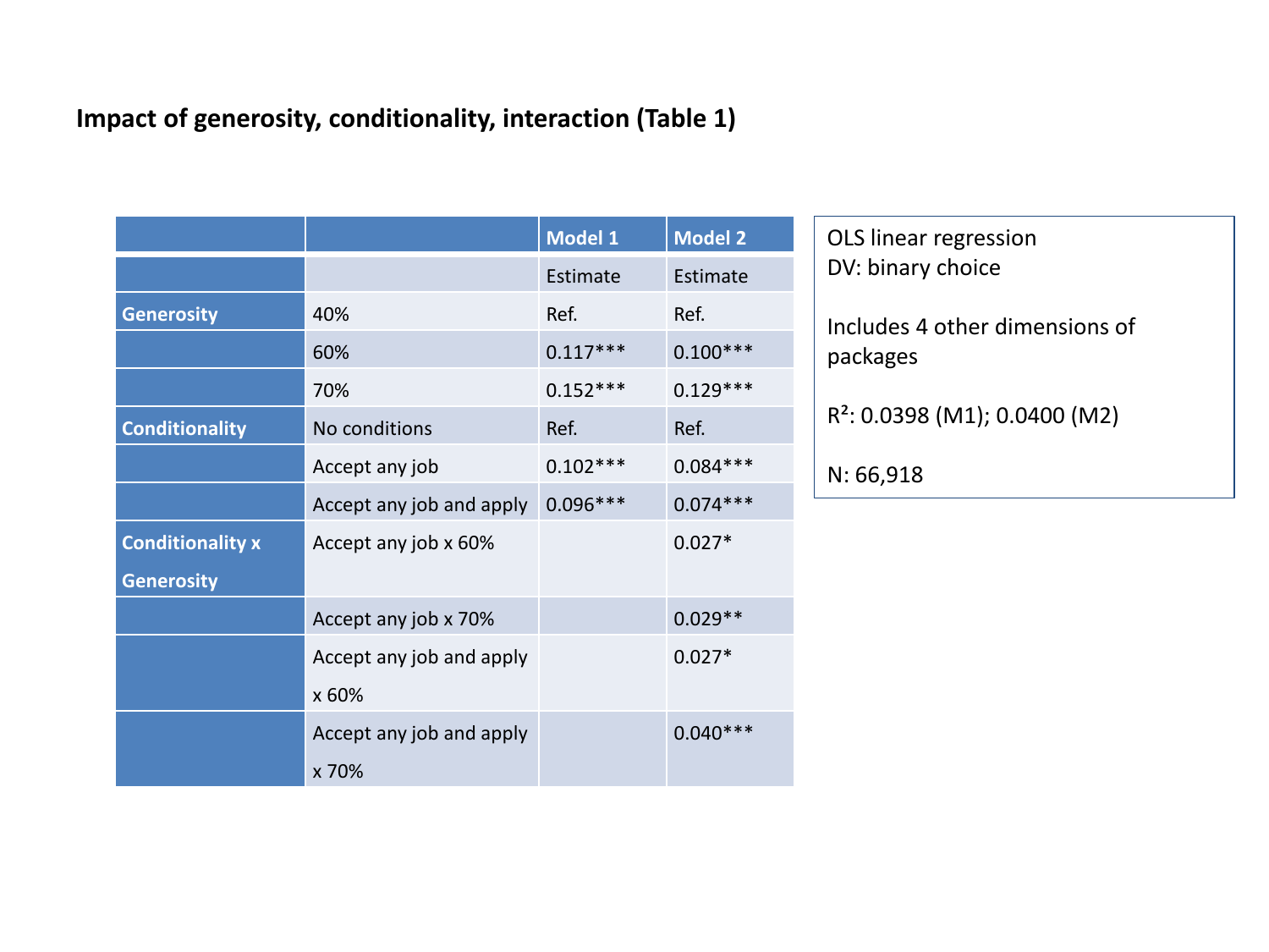## Impact of generosity, conditionality, interaction (Table 1)

| | | Model 1 | Model 2 |
|---|---|---|---|
| | | Estimate | Estimate |
| **Generosity** | 40% | Ref. | Ref. |
| | 60% | 0.117*** | 0.100*** |
| | 70% | 0.152*** | 0.129*** |
| **Conditionality** | No conditions | Ref. | Ref. |
| | Accept any job | 0.102*** | 0.084*** |
| | Accept any job and apply | 0.096*** | 0.074*** |
| **Conditionality x Generosity** | Accept any job x 60% | | 0.027* |
| | Accept any job x 70% | | 0.029** |
| | Accept any job and apply x 60% | | 0.027* |
| | Accept any job and apply x 70% | | 0.040*** |

OLS linear regression
DV: binary choice

Includes 4 other dimensions of packages

$R^2$: 0.0398 (M1); 0.0400 (M2)

N: 66,918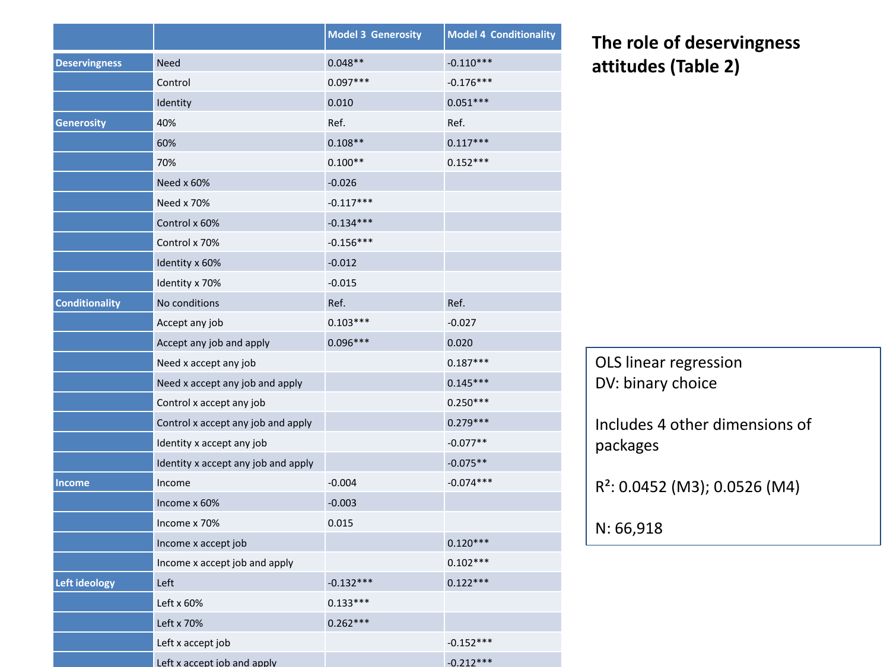## The role of deservingness attitudes (Table 2)

| | | Model 3 Generosity | Model 4 Conditionality |
|---|---|---|---|
| Deservingness | Need | 0.048** | -0.110*** |
| | Control | 0.097*** | -0.176*** |
| | Identity | 0.010 | 0.051*** |
| Generosity | 40% | Ref. | Ref. |
| | 60% | 0.108** | 0.117*** |
| | 70% | 0.100** | 0.152*** |
| | Need x 60% | -0.026 | |
| | Need x 70% | -0.117*** | |
| | Control x 60% | -0.134*** | |
| | Control x 70% | -0.156*** | |
| | Identity x 60% | -0.012 | |
| | Identity x 70% | -0.015 | |
| Conditionality | No conditions | Ref. | Ref. |
| | Accept any job | 0.103*** | -0.027 |
| | Accept any job and apply | 0.096*** | 0.020 |
| | Need x accept any job | | 0.187*** |
| | Need x accept any job and apply | | 0.145*** |
| | Control x accept any job | | 0.250*** |
| | Control x accept any job and apply | | 0.279*** |
| | Identity x accept any job | | -0.077** |
| | Identity x accept any job and apply | | -0.075** |
| Income | Income | -0.004 | -0.074*** |
| | Income x 60% | -0.003 | |
| | Income x 70% | 0.015 | |
| | Income x accept job | | 0.120*** |
| | Income x accept job and apply | | 0.102*** |
| Left ideology | Left | -0.132*** | 0.122*** |
| | Left x 60% | 0.133*** | |
| | Left x 70% | 0.262*** | |
| | Left x accept job | | -0.152*** |
| | Left x accept job and apply | | -0.212*** |

OLS linear regression
DV: binary choice

Includes 4 other dimensions of packages

$R^2$: 0.0452 (M3); 0.0526 (M4)

N: 66,918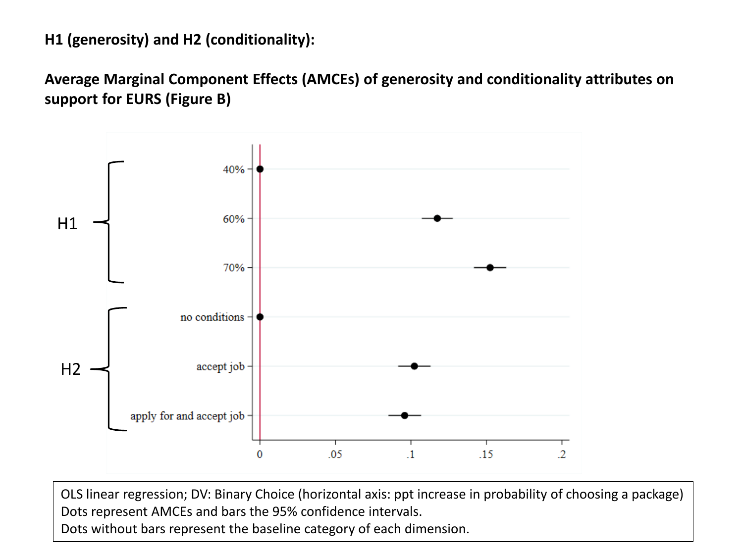**H1 (generosity) and H2 (conditionality):**

**Average Marginal Component Effects (AMCEs) of generosity and conditionality attributes on support for EURS (Figure B)**

OLS linear regression; DV: Binary Choice (horizontal axis: ppt increase in probability of choosing a package)
Dots represent AMCEs and bars the 95% confidence intervals.
Dots without bars represent the baseline category of each dimension.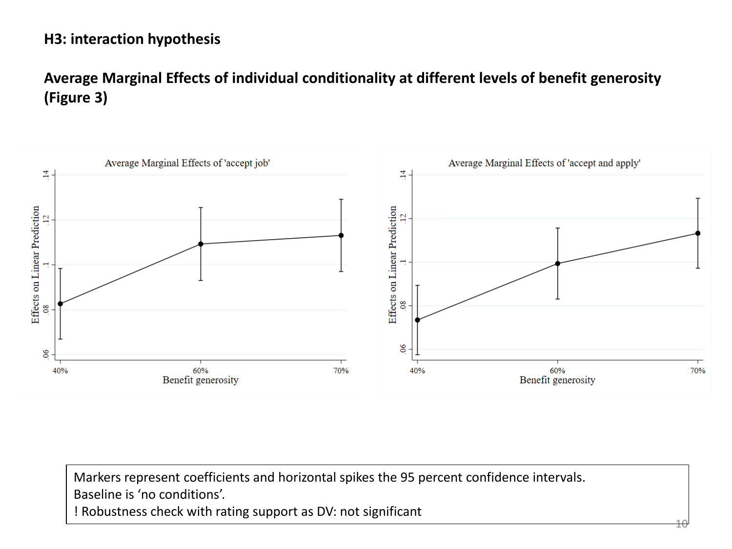**H3: interaction hypothesis**

**Average Marginal Effects of individual conditionality at different levels of benefit generosity (Figure 3)**

Markers represent coefficients and horizontal spikes the 95 percent confidence intervals.
Baseline is 'no conditions'.
! Robustness check with rating support as DV: not significant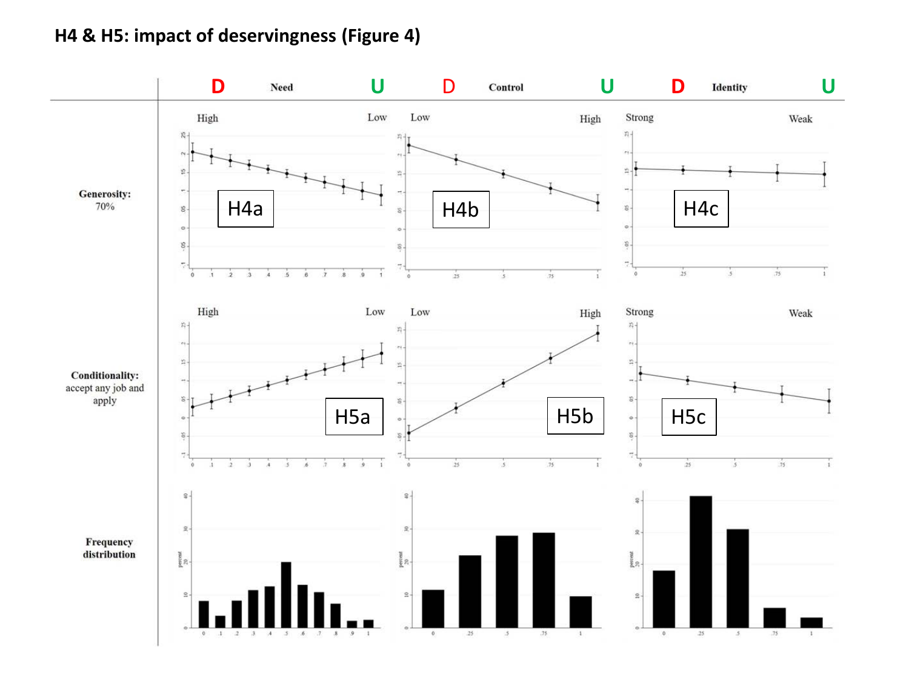## H4 & H5: impact of deservingness (Figure 4)

| | D Need U | D Control U | D Identity U |
|---|---|---|---|
| | High — Low | Low — High | Strong — Weak |
| **Generosity:** 70% | H4a | H4b | H4c |
| **Conditionality:** accept any job and apply | H5a | H5b | H5c |
| **Frequency distribution** | | | |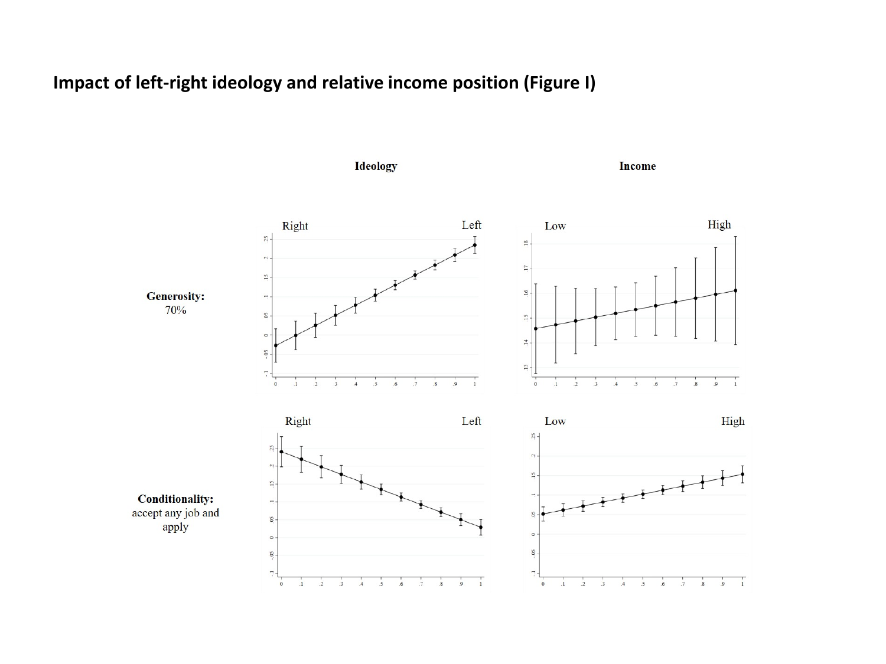## Impact of left-right ideology and relative income position (Figure I)

| | Ideology | Income |
|---|---|---|
| **Generosity:** 70% | Right — Left | Low — High |
| **Conditionality:** accept any job and apply | Right — Left | Low — High |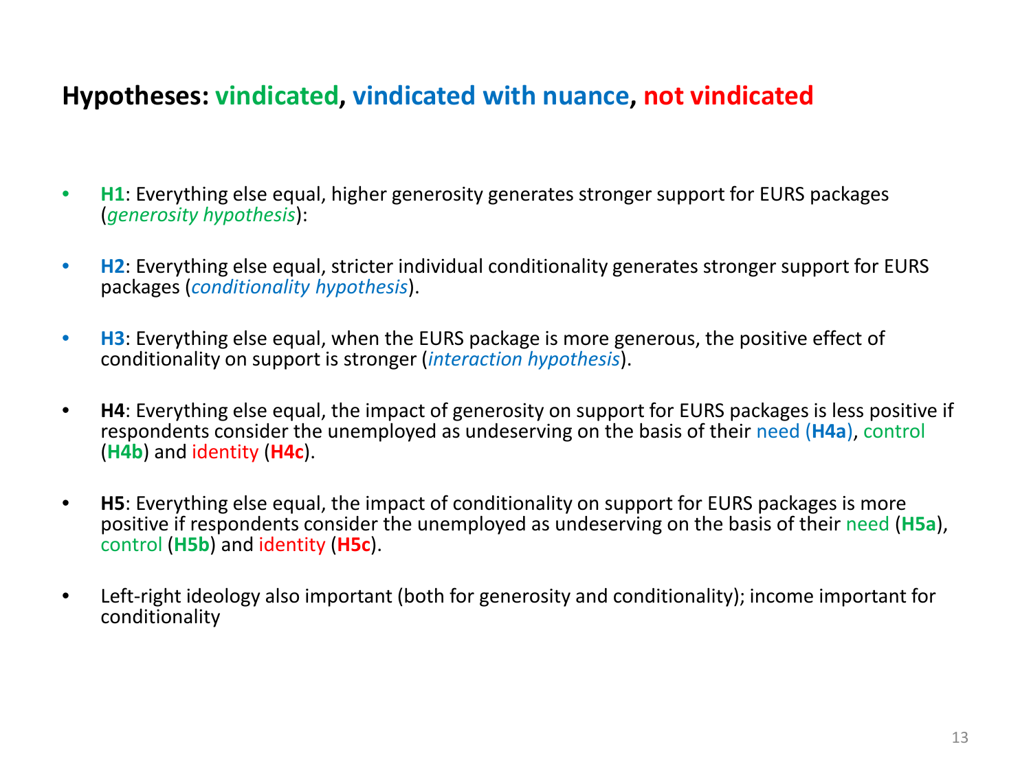## Hypotheses: vindicated, vindicated with nuance, not vindicated

- **H1**: Everything else equal, higher generosity generates stronger support for EURS packages (*generosity hypothesis*):
- **H2**: Everything else equal, stricter individual conditionality generates stronger support for EURS packages (*conditionality hypothesis*).
- **H3**: Everything else equal, when the EURS package is more generous, the positive effect of conditionality on support is stronger (*interaction hypothesis*).
- **H4**: Everything else equal, the impact of generosity on support for EURS packages is less positive if respondents consider the unemployed as undeserving on the basis of their need (**H4a**), control (**H4b**) and identity (**H4c**).
- **H5**: Everything else equal, the impact of conditionality on support for EURS packages is more positive if respondents consider the unemployed as undeserving on the basis of their need (**H5a**), control (**H5b**) and identity (**H5c**).
- Left-right ideology also important (both for generosity and conditionality); income important for conditionality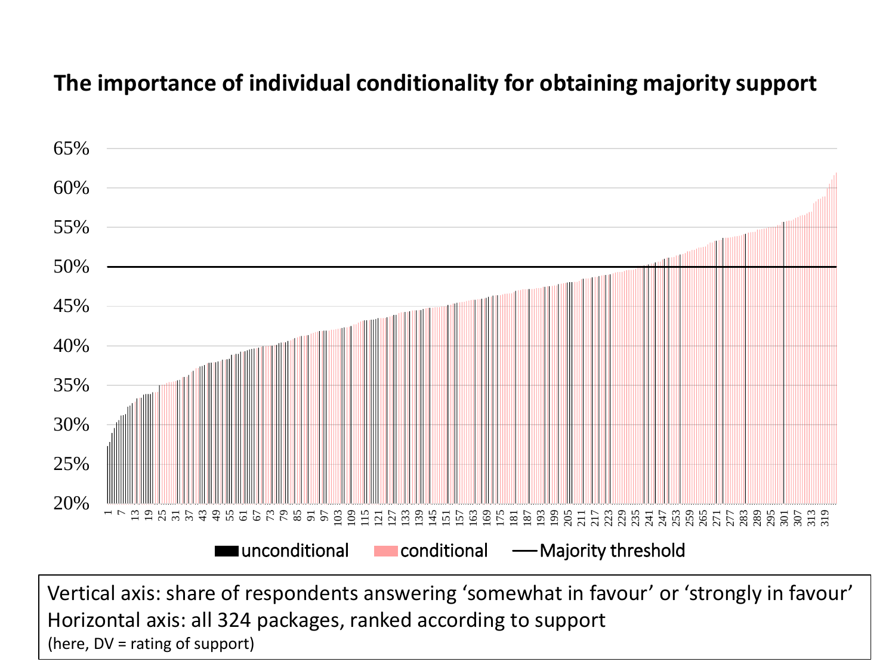# The importance of individual conditionality for obtaining majority support

65%
60%
55%
50%
45%
40%
35%
30%
25%
20%

1 7 13 19 25 31 37 43 49 55 61 67 73 79 85 91 97 103 109 115 121 127 133 139 145 151 157 163 169 175 181 187 193 199 205 211 217 223 229 235 241 247 253 259 265 271 277 283 289 295 301 307 313 319

unconditional conditional Majority threshold

Vertical axis: share of respondents answering 'somewhat in favour' or 'strongly in favour'
Horizontal axis: all 324 packages, ranked according to support
(here, DV = rating of support)